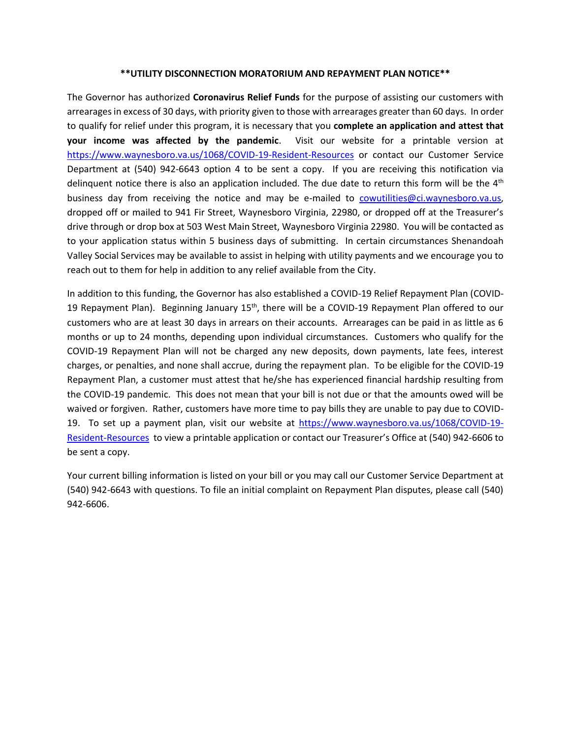**\*\*UTILITY DISCONNECTION MORATORIUM AND REPAYMENT PLAN NOTICE\*\***

The Governor has authorized **Coronavirus Relief Funds** for the purpose of assisting our customers with arrearages in excess of 30 days, with priority given to those with arrearages greater than 60 days. In order to qualify for relief under this program, it is necessary that you **complete an application and attest that your income was affected by the pandemic**. Visit our website for a printable version at https://www.waynesboro.va.us/1068/COVID-19-Resident-Resources or contact our Customer Service Department at (540) 942-6643 option 4 to be sent a copy. If you are receiving this notification via delinquent notice there is also an application included. The due date to return this form will be the 4th business day from receiving the notice and may be e-mailed to cowutilities@ci.waynesboro.va.us, dropped off or mailed to 941 Fir Street, Waynesboro Virginia, 22980, or dropped off at the Treasurer's drive through or drop box at 503 West Main Street, Waynesboro Virginia 22980. You will be contacted as to your application status within 5 business days of submitting. In certain circumstances Shenandoah Valley Social Services may be available to assist in helping with utility payments and we encourage you to reach out to them for help in addition to any relief available from the City.

In addition to this funding, the Governor has also established a COVID-19 Relief Repayment Plan (COVID-19 Repayment Plan). Beginning January 15th, there will be a COVID-19 Repayment Plan offered to our customers who are at least 30 days in arrears on their accounts. Arrearages can be paid in as little as 6 months or up to 24 months, depending upon individual circumstances. Customers who qualify for the COVID-19 Repayment Plan will not be charged any new deposits, down payments, late fees, interest charges, or penalties, and none shall accrue, during the repayment plan. To be eligible for the COVID-19 Repayment Plan, a customer must attest that he/she has experienced financial hardship resulting from the COVID-19 pandemic. This does not mean that your bill is not due or that the amounts owed will be waived or forgiven. Rather, customers have more time to pay bills they are unable to pay due to COVID-19. To set up a payment plan, visit our website at https://www.waynesboro.va.us/1068/COVID-19-Resident-Resources to view a printable application or contact our Treasurer's Office at (540) 942-6606 to be sent a copy.

Your current billing information is listed on your bill or you may call our Customer Service Department at (540) 942-6643 with questions. To file an initial complaint on Repayment Plan disputes, please call (540) 942-6606.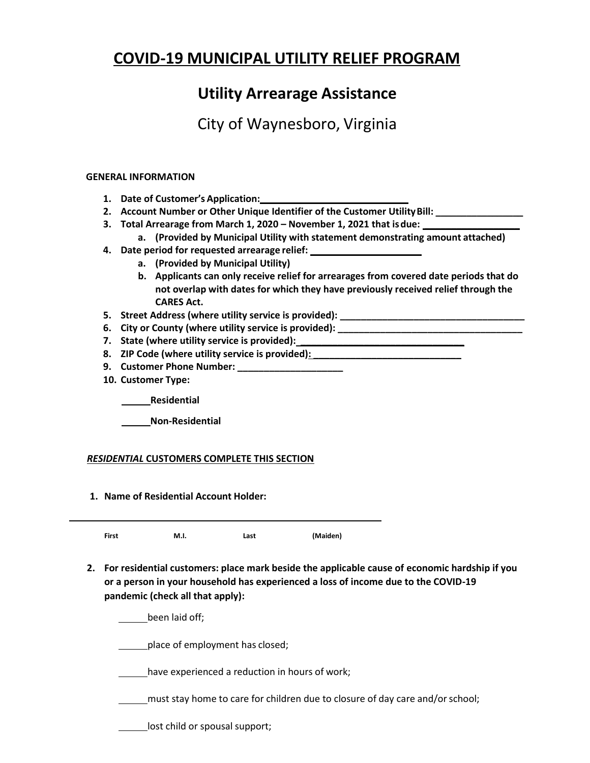# COVID-19 MUNICIPAL UTILITY RELIEF PROGRAM

## Utility Arrearage Assistance

City of Waynesboro, Virginia

**GENERAL INFORMATION**

1. **Date of Customer's Application:** ____________________________
2. **Account Number or Other Unique Identifier of the Customer Utility Bill:** ________________
3. **Total Arrearage from March 1, 2020 – November 1, 2021 that is due:** __________________
   a. **(Provided by Municipal Utility with statement demonstrating amount attached)**
4. **Date period for requested arrearage relief:** _____________________
   a. **(Provided by Municipal Utility)**
   b. **Applicants can only receive relief for arrearages from covered date periods that do not overlap with dates for which they have previously received relief through the CARES Act.**
5. **Street Address (where utility service is provided):** ___________________________________
6. **City or County (where utility service is provided):** ___________________________________
7. **State (where utility service is provided):** ______________________________
8. **ZIP Code (where utility service is provided):** ____________________________
9. **Customer Phone Number:** ____________________
10. **Customer Type:**

    ______**Residential**

    ______**Non-Residential**

***RESIDENTIAL* CUSTOMERS COMPLETE THIS SECTION**

1. **Name of Residential Account Holder:**

_____________________________________________________________

**First** **M.I.** **Last** **(Maiden)**

2. **For residential customers: place mark beside the applicable cause of economic hardship if you or a person in your household has experienced a loss of income due to the COVID-19 pandemic (check all that apply):**

   ______been laid off;

   ______place of employment has closed;

   ______have experienced a reduction in hours of work;

   ______must stay home to care for children due to closure of day care and/or school;

   ______lost child or spousal support;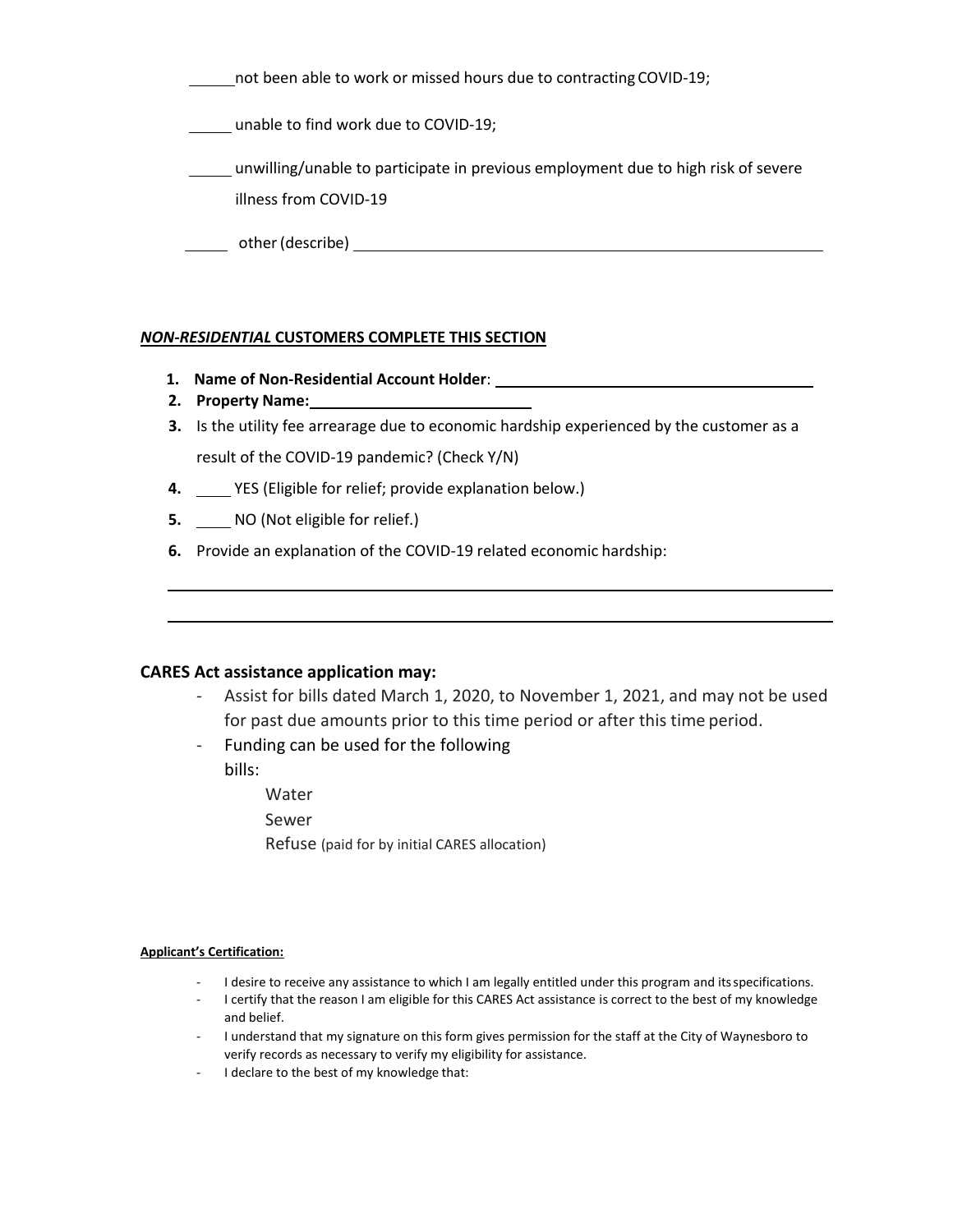\_\_\_\_\_ not been able to work or missed hours due to contracting COVID-19;

\_\_\_\_\_ unable to find work due to COVID-19;

\_\_\_\_\_ unwilling/unable to participate in previous employment due to high risk of severe illness from COVID-19

\_\_\_\_\_ other (describe) \_\_\_\_\_\_\_\_\_\_\_\_\_\_\_\_\_\_\_\_\_\_\_\_\_\_\_\_\_\_\_\_\_\_\_\_\_\_\_\_\_\_\_\_\_\_\_\_\_\_

***NON-RESIDENTIAL*** **CUSTOMERS COMPLETE THIS SECTION**

1. **Name of Non-Residential Account Holder**: \_\_\_\_\_\_\_\_\_\_\_\_\_\_\_\_\_\_\_\_\_\_\_\_\_\_\_\_\_\_\_\_\_\_\_\_
2. **Property Name:** \_\_\_\_\_\_\_\_\_\_\_\_\_\_\_\_\_\_\_\_\_\_\_\_\_
3. Is the utility fee arrearage due to economic hardship experienced by the customer as a result of the COVID-19 pandemic? (Check Y/N)
4. \_\_\_\_ YES (Eligible for relief; provide explanation below.)
5. \_\_\_\_ NO (Not eligible for relief.)
6. Provide an explanation of the COVID-19 related economic hardship:

\_\_\_\_\_\_\_\_\_\_\_\_\_\_\_\_\_\_\_\_\_\_\_\_\_\_\_\_\_\_\_\_\_\_\_\_\_\_\_\_\_\_\_\_\_\_\_\_\_\_\_\_\_\_\_\_\_\_\_\_\_\_\_\_\_\_\_\_\_\_\_\_

\_\_\_\_\_\_\_\_\_\_\_\_\_\_\_\_\_\_\_\_\_\_\_\_\_\_\_\_\_\_\_\_\_\_\_\_\_\_\_\_\_\_\_\_\_\_\_\_\_\_\_\_\_\_\_\_\_\_\_\_\_\_\_\_\_\_\_\_\_\_\_\_

**CARES Act assistance application may:**

- Assist for bills dated March 1, 2020, to November 1, 2021, and may not be used for past due amounts prior to this time period or after this time period.
- Funding can be used for the following bills:
  - Water
  - Sewer
  - Refuse (paid for by initial CARES allocation)

**Applicant's Certification:**

- I desire to receive any assistance to which I am legally entitled under this program and its specifications.
- I certify that the reason I am eligible for this CARES Act assistance is correct to the best of my knowledge and belief.
- I understand that my signature on this form gives permission for the staff at the City of Waynesboro to verify records as necessary to verify my eligibility for assistance.
- I declare to the best of my knowledge that: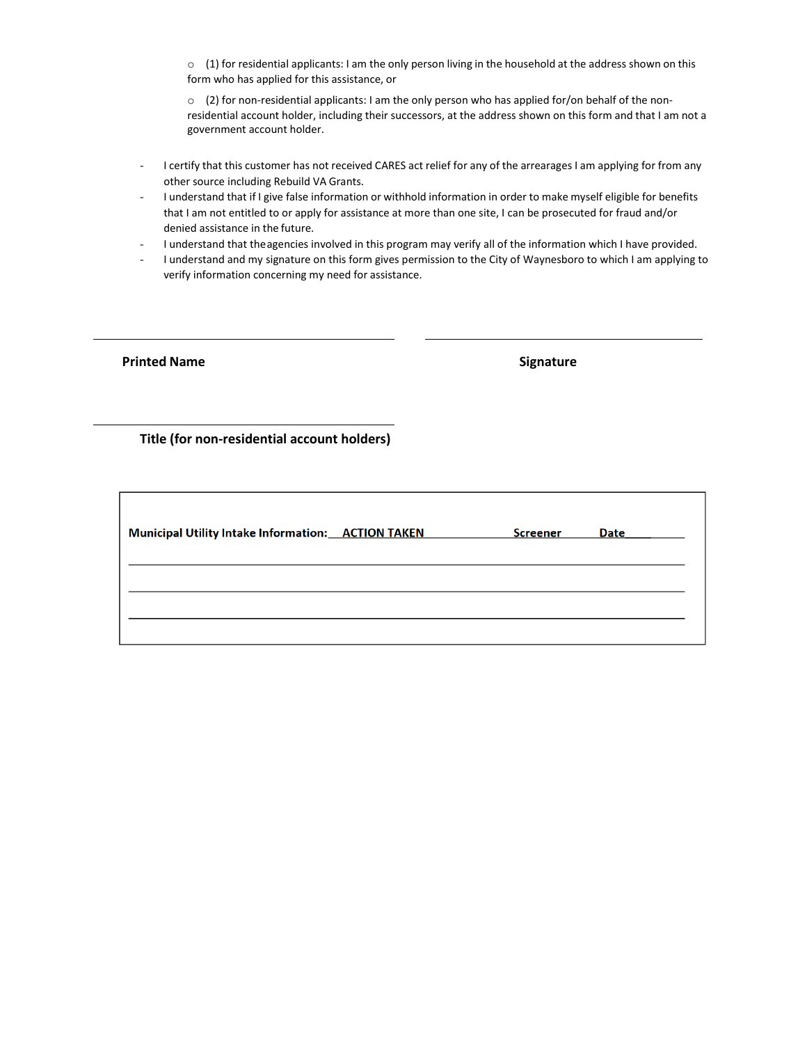- (1) for residential applicants: I am the only person living in the household at the address shown on this form who has applied for this assistance, or
- (2) for non-residential applicants: I am the only person who has applied for/on behalf of the non-residential account holder, including their successors, at the address shown on this form and that I am not a government account holder.

- I certify that this customer has not received CARES act relief for any of the arrearages I am applying for from any other source including Rebuild VA Grants.
- I understand that if I give false information or withhold information in order to make myself eligible for benefits that I am not entitled to or apply for assistance at more than one site, I can be prosecuted for fraud and/or denied assistance in the future.
- I understand that theagencies involved in this program may verify all of the information which I have provided.
- I understand and my signature on this form gives permission to the City of Waynesboro to which I am applying to verify information concerning my need for assistance.

______________________________ ______________________________

**Printed Name** **Signature**

______________________________

**Title (for non-residential account holders)**

**Municipal Utility Intake Information:** **ACTION TAKEN** **Screener** **Date**

______________________________________________________________________

______________________________________________________________________

______________________________________________________________________